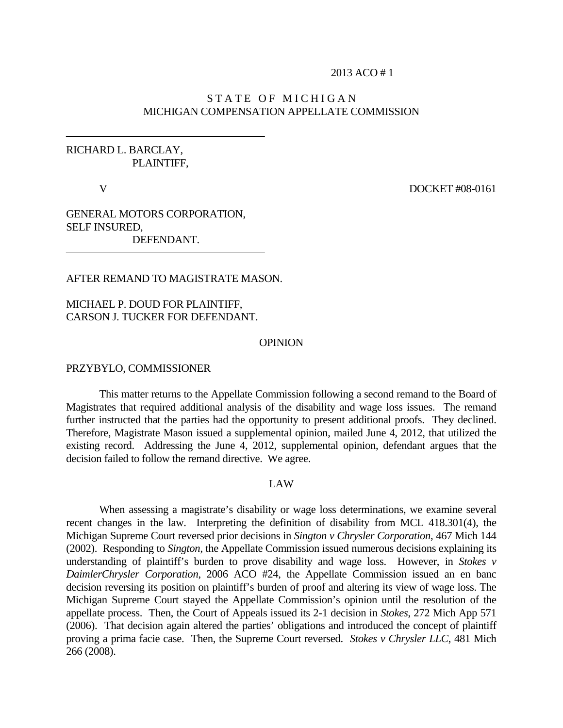2013 ACO # 1

STATE OF MICHIGAN
MICHIGAN COMPENSATION APPELLATE COMMISSION

---

RICHARD L. BARCLAY,
PLAINTIFF,

V

DOCKET #08-0161

GENERAL MOTORS CORPORATION,
SELF INSURED,
DEFENDANT.

---

AFTER REMAND TO MAGISTRATE MASON.

MICHAEL P. DOUD FOR PLAINTIFF,
CARSON J. TUCKER FOR DEFENDANT.

## OPINION

PRZYBYLO, COMMISSIONER

This matter returns to the Appellate Commission following a second remand to the Board of Magistrates that required additional analysis of the disability and wage loss issues. The remand further instructed that the parties had the opportunity to present additional proofs. They declined. Therefore, Magistrate Mason issued a supplemental opinion, mailed June 4, 2012, that utilized the existing record. Addressing the June 4, 2012, supplemental opinion, defendant argues that the decision failed to follow the remand directive. We agree.

## LAW

When assessing a magistrate's disability or wage loss determinations, we examine several recent changes in the law. Interpreting the definition of disability from MCL 418.301(4), the Michigan Supreme Court reversed prior decisions in *Sington v Chrysler Corporation*, 467 Mich 144 (2002). Responding to *Sington*, the Appellate Commission issued numerous decisions explaining its understanding of plaintiff's burden to prove disability and wage loss. However, in *Stokes v DaimlerChrysler Corporation*, 2006 ACO #24, the Appellate Commission issued an en banc decision reversing its position on plaintiff's burden of proof and altering its view of wage loss. The Michigan Supreme Court stayed the Appellate Commission's opinion until the resolution of the appellate process. Then, the Court of Appeals issued its 2-1 decision in *Stokes*, 272 Mich App 571 (2006). That decision again altered the parties' obligations and introduced the concept of plaintiff proving a prima facie case. Then, the Supreme Court reversed. *Stokes v Chrysler LLC*, 481 Mich 266 (2008).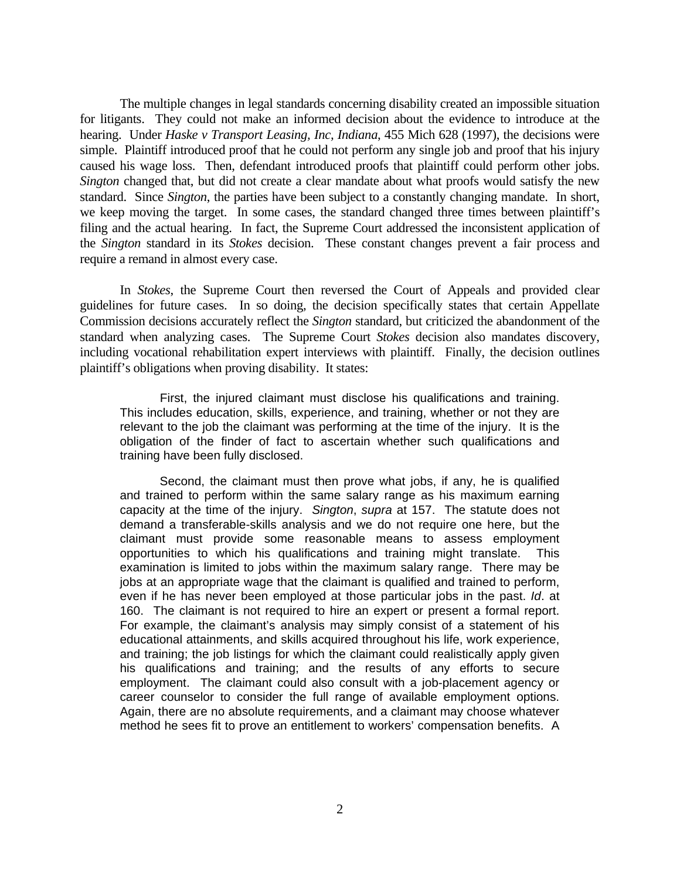The multiple changes in legal standards concerning disability created an impossible situation for litigants. They could not make an informed decision about the evidence to introduce at the hearing. Under *Haske v Transport Leasing, Inc, Indiana*, 455 Mich 628 (1997), the decisions were simple. Plaintiff introduced proof that he could not perform any single job and proof that his injury caused his wage loss. Then, defendant introduced proofs that plaintiff could perform other jobs. *Sington* changed that, but did not create a clear mandate about what proofs would satisfy the new standard. Since *Sington*, the parties have been subject to a constantly changing mandate. In short, we keep moving the target. In some cases, the standard changed three times between plaintiff's filing and the actual hearing. In fact, the Supreme Court addressed the inconsistent application of the *Sington* standard in its *Stokes* decision. These constant changes prevent a fair process and require a remand in almost every case.

In *Stokes*, the Supreme Court then reversed the Court of Appeals and provided clear guidelines for future cases. In so doing, the decision specifically states that certain Appellate Commission decisions accurately reflect the *Sington* standard, but criticized the abandonment of the standard when analyzing cases. The Supreme Court *Stokes* decision also mandates discovery, including vocational rehabilitation expert interviews with plaintiff. Finally, the decision outlines plaintiff's obligations when proving disability. It states:

> First, the injured claimant must disclose his qualifications and training. This includes education, skills, experience, and training, whether or not they are relevant to the job the claimant was performing at the time of the injury. It is the obligation of the finder of fact to ascertain whether such qualifications and training have been fully disclosed.
>
> Second, the claimant must then prove what jobs, if any, he is qualified and trained to perform within the same salary range as his maximum earning capacity at the time of the injury. *Sington*, *supra* at 157. The statute does not demand a transferable-skills analysis and we do not require one here, but the claimant must provide some reasonable means to assess employment opportunities to which his qualifications and training might translate. This examination is limited to jobs within the maximum salary range. There may be jobs at an appropriate wage that the claimant is qualified and trained to perform, even if he has never been employed at those particular jobs in the past. *Id*. at 160. The claimant is not required to hire an expert or present a formal report. For example, the claimant's analysis may simply consist of a statement of his educational attainments, and skills acquired throughout his life, work experience, and training; the job listings for which the claimant could realistically apply given his qualifications and training; and the results of any efforts to secure employment. The claimant could also consult with a job-placement agency or career counselor to consider the full range of available employment options. Again, there are no absolute requirements, and a claimant may choose whatever method he sees fit to prove an entitlement to workers' compensation benefits. A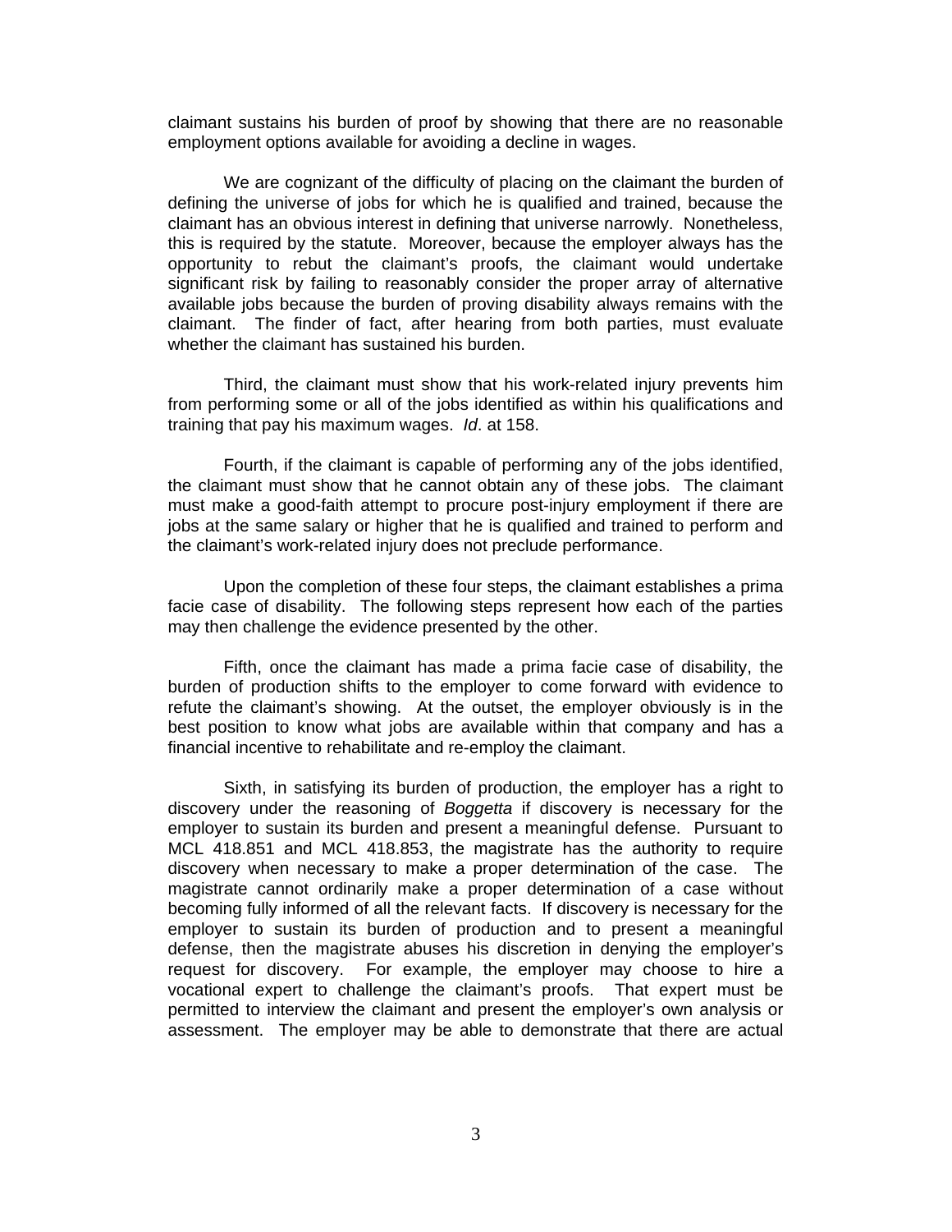claimant sustains his burden of proof by showing that there are no reasonable employment options available for avoiding a decline in wages.

We are cognizant of the difficulty of placing on the claimant the burden of defining the universe of jobs for which he is qualified and trained, because the claimant has an obvious interest in defining that universe narrowly. Nonetheless, this is required by the statute. Moreover, because the employer always has the opportunity to rebut the claimant's proofs, the claimant would undertake significant risk by failing to reasonably consider the proper array of alternative available jobs because the burden of proving disability always remains with the claimant. The finder of fact, after hearing from both parties, must evaluate whether the claimant has sustained his burden.

Third, the claimant must show that his work-related injury prevents him from performing some or all of the jobs identified as within his qualifications and training that pay his maximum wages. *Id*. at 158.

Fourth, if the claimant is capable of performing any of the jobs identified, the claimant must show that he cannot obtain any of these jobs. The claimant must make a good-faith attempt to procure post-injury employment if there are jobs at the same salary or higher that he is qualified and trained to perform and the claimant's work-related injury does not preclude performance.

Upon the completion of these four steps, the claimant establishes a prima facie case of disability. The following steps represent how each of the parties may then challenge the evidence presented by the other.

Fifth, once the claimant has made a prima facie case of disability, the burden of production shifts to the employer to come forward with evidence to refute the claimant's showing. At the outset, the employer obviously is in the best position to know what jobs are available within that company and has a financial incentive to rehabilitate and re-employ the claimant.

Sixth, in satisfying its burden of production, the employer has a right to discovery under the reasoning of *Boggetta* if discovery is necessary for the employer to sustain its burden and present a meaningful defense. Pursuant to MCL 418.851 and MCL 418.853, the magistrate has the authority to require discovery when necessary to make a proper determination of the case. The magistrate cannot ordinarily make a proper determination of a case without becoming fully informed of all the relevant facts. If discovery is necessary for the employer to sustain its burden of production and to present a meaningful defense, then the magistrate abuses his discretion in denying the employer's request for discovery. For example, the employer may choose to hire a vocational expert to challenge the claimant's proofs. That expert must be permitted to interview the claimant and present the employer's own analysis or assessment. The employer may be able to demonstrate that there are actual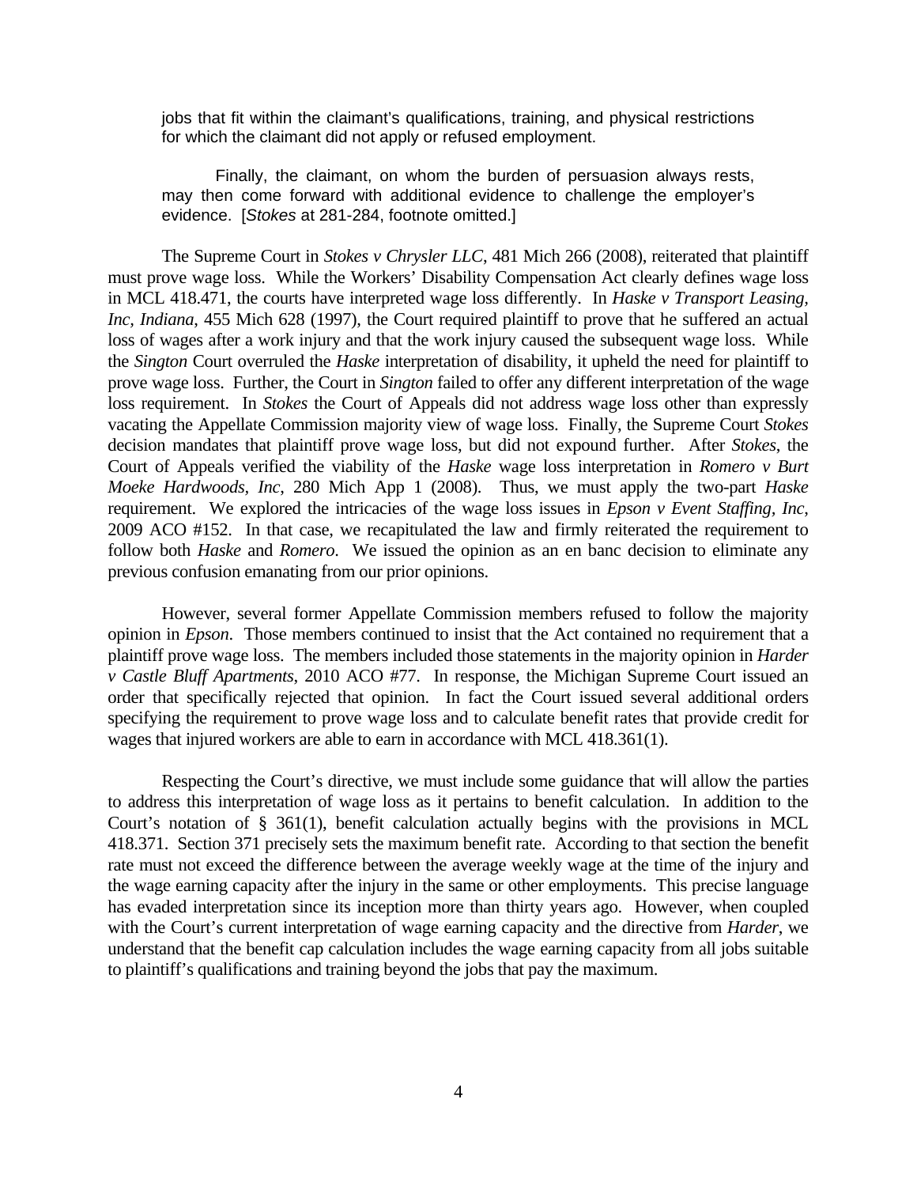> jobs that fit within the claimant's qualifications, training, and physical restrictions for which the claimant did not apply or refused employment.
>
> Finally, the claimant, on whom the burden of persuasion always rests, may then come forward with additional evidence to challenge the employer's evidence. [*Stokes* at 281-284, footnote omitted.]

The Supreme Court in *Stokes v Chrysler LLC*, 481 Mich 266 (2008), reiterated that plaintiff must prove wage loss. While the Workers' Disability Compensation Act clearly defines wage loss in MCL 418.471, the courts have interpreted wage loss differently. In *Haske v Transport Leasing, Inc, Indiana*, 455 Mich 628 (1997), the Court required plaintiff to prove that he suffered an actual loss of wages after a work injury and that the work injury caused the subsequent wage loss. While the *Sington* Court overruled the *Haske* interpretation of disability, it upheld the need for plaintiff to prove wage loss. Further, the Court in *Sington* failed to offer any different interpretation of the wage loss requirement. In *Stokes* the Court of Appeals did not address wage loss other than expressly vacating the Appellate Commission majority view of wage loss. Finally, the Supreme Court *Stokes* decision mandates that plaintiff prove wage loss, but did not expound further. After *Stokes*, the Court of Appeals verified the viability of the *Haske* wage loss interpretation in *Romero v Burt Moeke Hardwoods, Inc*, 280 Mich App 1 (2008). Thus, we must apply the two-part *Haske* requirement. We explored the intricacies of the wage loss issues in *Epson v Event Staffing, Inc*, 2009 ACO #152. In that case, we recapitulated the law and firmly reiterated the requirement to follow both *Haske* and *Romero*. We issued the opinion as an en banc decision to eliminate any previous confusion emanating from our prior opinions.

However, several former Appellate Commission members refused to follow the majority opinion in *Epson*. Those members continued to insist that the Act contained no requirement that a plaintiff prove wage loss. The members included those statements in the majority opinion in *Harder v Castle Bluff Apartments*, 2010 ACO #77. In response, the Michigan Supreme Court issued an order that specifically rejected that opinion. In fact the Court issued several additional orders specifying the requirement to prove wage loss and to calculate benefit rates that provide credit for wages that injured workers are able to earn in accordance with MCL 418.361(1).

Respecting the Court's directive, we must include some guidance that will allow the parties to address this interpretation of wage loss as it pertains to benefit calculation. In addition to the Court's notation of § 361(1), benefit calculation actually begins with the provisions in MCL 418.371. Section 371 precisely sets the maximum benefit rate. According to that section the benefit rate must not exceed the difference between the average weekly wage at the time of the injury and the wage earning capacity after the injury in the same or other employments. This precise language has evaded interpretation since its inception more than thirty years ago. However, when coupled with the Court's current interpretation of wage earning capacity and the directive from *Harder*, we understand that the benefit cap calculation includes the wage earning capacity from all jobs suitable to plaintiff's qualifications and training beyond the jobs that pay the maximum.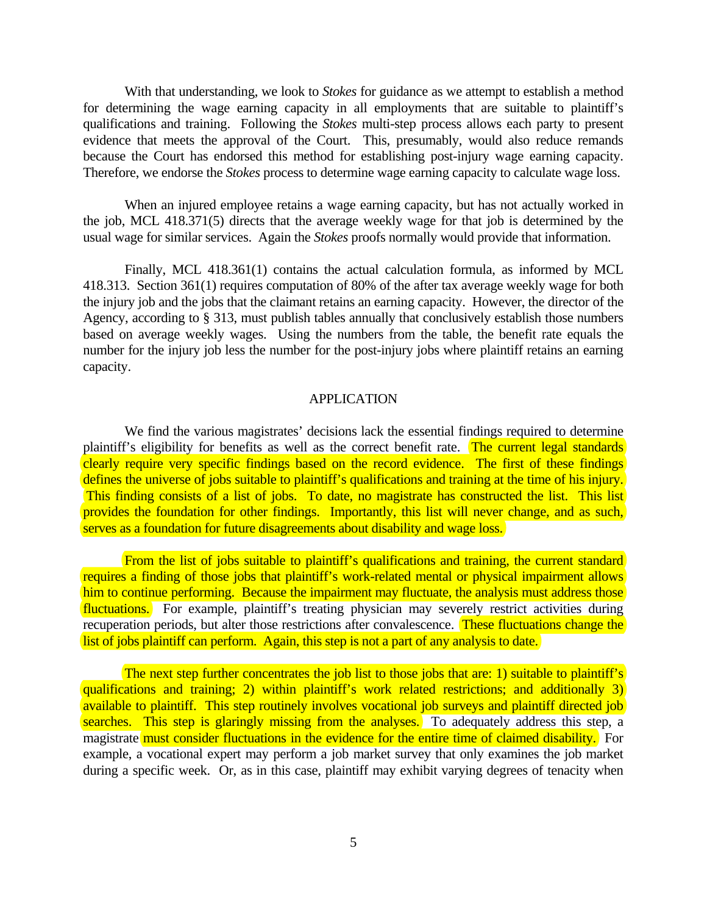With that understanding, we look to *Stokes* for guidance as we attempt to establish a method for determining the wage earning capacity in all employments that are suitable to plaintiff's qualifications and training. Following the *Stokes* multi-step process allows each party to present evidence that meets the approval of the Court. This, presumably, would also reduce remands because the Court has endorsed this method for establishing post-injury wage earning capacity. Therefore, we endorse the *Stokes* process to determine wage earning capacity to calculate wage loss.

When an injured employee retains a wage earning capacity, but has not actually worked in the job, MCL 418.371(5) directs that the average weekly wage for that job is determined by the usual wage for similar services. Again the *Stokes* proofs normally would provide that information.

Finally, MCL 418.361(1) contains the actual calculation formula, as informed by MCL 418.313. Section 361(1) requires computation of 80% of the after tax average weekly wage for both the injury job and the jobs that the claimant retains an earning capacity. However, the director of the Agency, according to § 313, must publish tables annually that conclusively establish those numbers based on average weekly wages. Using the numbers from the table, the benefit rate equals the number for the injury job less the number for the post-injury jobs where plaintiff retains an earning capacity.

## APPLICATION

We find the various magistrates' decisions lack the essential findings required to determine plaintiff's eligibility for benefits as well as the correct benefit rate. The current legal standards clearly require very specific findings based on the record evidence. The first of these findings defines the universe of jobs suitable to plaintiff's qualifications and training at the time of his injury. This finding consists of a list of jobs. To date, no magistrate has constructed the list. This list provides the foundation for other findings. Importantly, this list will never change, and as such, serves as a foundation for future disagreements about disability and wage loss.

From the list of jobs suitable to plaintiff's qualifications and training, the current standard requires a finding of those jobs that plaintiff's work-related mental or physical impairment allows him to continue performing. Because the impairment may fluctuate, the analysis must address those fluctuations. For example, plaintiff's treating physician may severely restrict activities during recuperation periods, but alter those restrictions after convalescence. These fluctuations change the list of jobs plaintiff can perform. Again, this step is not a part of any analysis to date.

The next step further concentrates the job list to those jobs that are: 1) suitable to plaintiff's qualifications and training; 2) within plaintiff's work related restrictions; and additionally 3) available to plaintiff. This step routinely involves vocational job surveys and plaintiff directed job searches. This step is glaringly missing from the analyses. To adequately address this step, a magistrate must consider fluctuations in the evidence for the entire time of claimed disability. For example, a vocational expert may perform a job market survey that only examines the job market during a specific week. Or, as in this case, plaintiff may exhibit varying degrees of tenacity when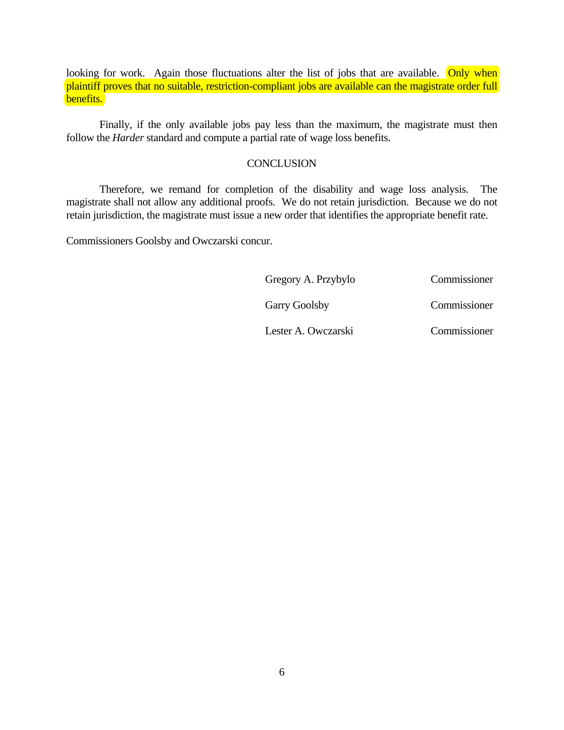looking for work. Again those fluctuations alter the list of jobs that are available. Only when plaintiff proves that no suitable, restriction-compliant jobs are available can the magistrate order full benefits.

Finally, if the only available jobs pay less than the maximum, the magistrate must then follow the *Harder* standard and compute a partial rate of wage loss benefits.

## CONCLUSION

Therefore, we remand for completion of the disability and wage loss analysis. The magistrate shall not allow any additional proofs. We do not retain jurisdiction. Because we do not retain jurisdiction, the magistrate must issue a new order that identifies the appropriate benefit rate.

Commissioners Goolsby and Owczarski concur.

Gregory A. Przybylo — Commissioner

Garry Goolsby — Commissioner

Lester A. Owczarski — Commissioner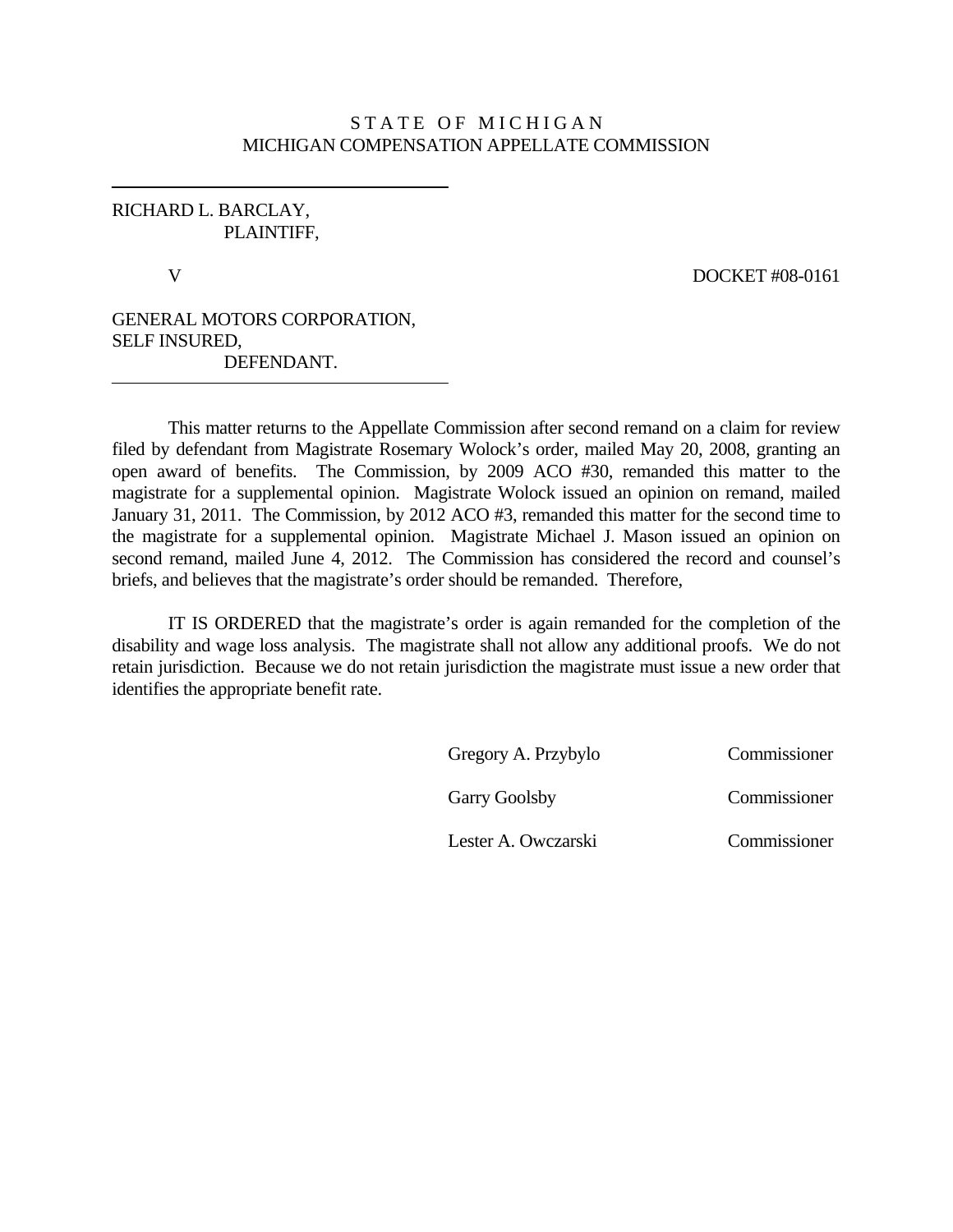STATE OF MICHIGAN
MICHIGAN COMPENSATION APPELLATE COMMISSION

---

RICHARD L. BARCLAY,
PLAINTIFF,

V DOCKET #08-0161

GENERAL MOTORS CORPORATION,
SELF INSURED,
DEFENDANT.

---

This matter returns to the Appellate Commission after second remand on a claim for review filed by defendant from Magistrate Rosemary Wolock's order, mailed May 20, 2008, granting an open award of benefits. The Commission, by 2009 ACO #30, remanded this matter to the magistrate for a supplemental opinion. Magistrate Wolock issued an opinion on remand, mailed January 31, 2011. The Commission, by 2012 ACO #3, remanded this matter for the second time to the magistrate for a supplemental opinion. Magistrate Michael J. Mason issued an opinion on second remand, mailed June 4, 2012. The Commission has considered the record and counsel's briefs, and believes that the magistrate's order should be remanded. Therefore,

IT IS ORDERED that the magistrate's order is again remanded for the completion of the disability and wage loss analysis. The magistrate shall not allow any additional proofs. We do not retain jurisdiction. Because we do not retain jurisdiction the magistrate must issue a new order that identifies the appropriate benefit rate.

Gregory A. Przybylo Commissioner

Garry Goolsby Commissioner

Lester A. Owczarski Commissioner